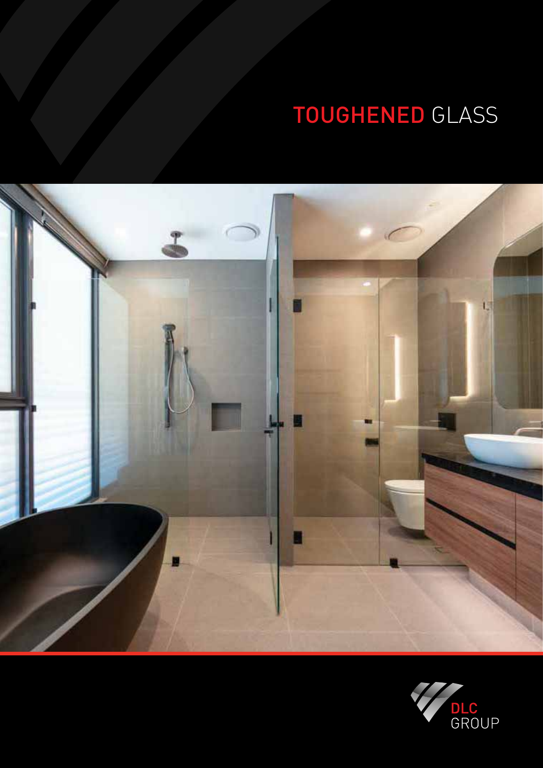# TOUGHENED GLASS

DLC GROUP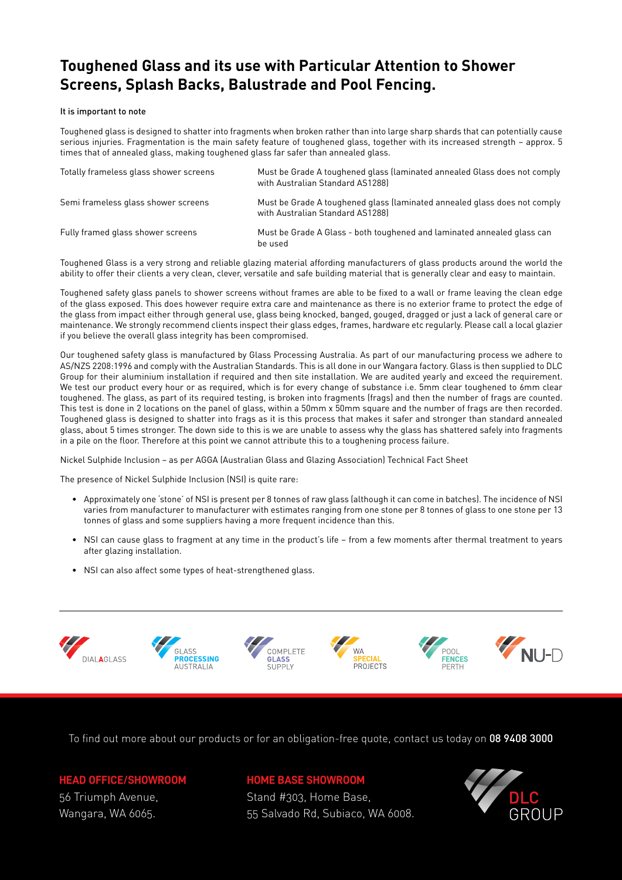# Toughened Glass and its use with Particular Attention to Shower Screens, Splash Backs, Balustrade and Pool Fencing.

It is important to note

Toughened glass is designed to shatter into fragments when broken rather than into large sharp shards that can potentially cause serious injuries. Fragmentation is the main safety feature of toughened glass, together with its increased strength – approx. 5 times that of annealed glass, making toughened glass far safer than annealed glass.

| | |
|---|---|
| Totally frameless glass shower screens | Must be Grade A toughened glass (laminated annealed Glass does not comply with Australian Standard AS1288) |
| Semi frameless glass shower screens | Must be Grade A toughened glass (laminated annealed glass does not comply with Australian Standard AS1288) |
| Fully framed glass shower screens | Must be Grade A Glass - both toughened and laminated annealed glass can be used |

Toughened Glass is a very strong and reliable glazing material affording manufacturers of glass products around the world the ability to offer their clients a very clean, clever, versatile and safe building material that is generally clear and easy to maintain.

Toughened safety glass panels to shower screens without frames are able to be fixed to a wall or frame leaving the clean edge of the glass exposed. This does however require extra care and maintenance as there is no exterior frame to protect the edge of the glass from impact either through general use, glass being knocked, banged, gouged, dragged or just a lack of general care or maintenance. We strongly recommend clients inspect their glass edges, frames, hardware etc regularly. Please call a local glazier if you believe the overall glass integrity has been compromised.

Our toughened safety glass is manufactured by Glass Processing Australia. As part of our manufacturing process we adhere to AS/NZS 2208:1996 and comply with the Australian Standards. This is all done in our Wangara factory. Glass is then supplied to DLC Group for their aluminium installation if required and then site installation. We are audited yearly and exceed the requirement. We test our product every hour or as required, which is for every change of substance i.e. 5mm clear toughened to 6mm clear toughened. The glass, as part of its required testing, is broken into fragments (frags) and then the number of frags are counted. This test is done in 2 locations on the panel of glass, within a 50mm x 50mm square and the number of frags are then recorded. Toughened glass is designed to shatter into frags as it is this process that makes it safer and stronger than standard annealed glass, about 5 times stronger. The down side to this is we are unable to assess why the glass has shattered safely into fragments in a pile on the floor. Therefore at this point we cannot attribute this to a toughening process failure.

Nickel Sulphide Inclusion – as per AGGA (Australian Glass and Glazing Association) Technical Fact Sheet

The presence of Nickel Sulphide Inclusion (NSI) is quite rare:

- Approximately one 'stone' of NSI is present per 8 tonnes of raw glass (although it can come in batches). The incidence of NSI varies from manufacturer to manufacturer with estimates ranging from one stone per 8 tonnes of glass to one stone per 13 tonnes of glass and some suppliers having a more frequent incidence than this.
- NSI can cause glass to fragment at any time in the product's life – from a few moments after thermal treatment to years after glazing installation.
- NSI can also affect some types of heat-strengthened glass.

DIALAGLASS | GLASS PROCESSING AUSTRALIA | COMPLETE GLASS SUPPLY | WA SPECIAL PROJECTS | POOL FENCES PERTH | NU-D

To find out more about our products or for an obligation-free quote, contact us today on **08 9408 3000**

**HEAD OFFICE/SHOWROOM**

56 Triumph Avenue,
Wangara, WA 6065.

**HOME BASE SHOWROOM**

Stand #303, Home Base,
55 Salvado Rd, Subiaco, WA 6008.

DLC GROUP